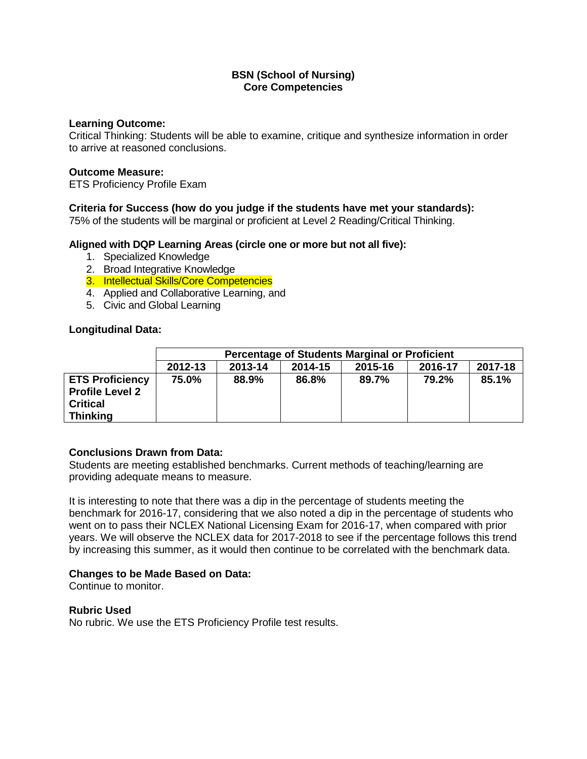# BSN (School of Nursing)
## Core Competencies

**Learning Outcome:**
Critical Thinking: Students will be able to examine, critique and synthesize information in order to arrive at reasoned conclusions.

**Outcome Measure:**
ETS Proficiency Profile Exam

**Criteria for Success (how do you judge if the students have met your standards):**
75% of the students will be marginal or proficient at Level 2 Reading/Critical Thinking.

**Aligned with DQP Learning Areas (circle one or more but not all five):**

1. Specialized Knowledge
2. Broad Integrative Knowledge
3. Intellectual Skills/Core Competencies
4. Applied and Collaborative Learning, and
5. Civic and Global Learning

**Longitudinal Data:**

| | Percentage of Students Marginal or Proficient | | | | | |
|---|---|---|---|---|---|---|
| | **2012-13** | **2013-14** | **2014-15** | **2015-16** | **2016-17** | **2017-18** |
| **ETS Proficiency Profile Level 2 Critical Thinking** | **75.0%** | **88.9%** | **86.8%** | **89.7%** | **79.2%** | **85.1%** |

**Conclusions Drawn from Data:**
Students are meeting established benchmarks. Current methods of teaching/learning are providing adequate means to measure.

It is interesting to note that there was a dip in the percentage of students meeting the benchmark for 2016-17, considering that we also noted a dip in the percentage of students who went on to pass their NCLEX National Licensing Exam for 2016-17, when compared with prior years. We will observe the NCLEX data for 2017-2018 to see if the percentage follows this trend by increasing this summer, as it would then continue to be correlated with the benchmark data.

**Changes to be Made Based on Data:**
Continue to monitor.

**Rubric Used**
No rubric. We use the ETS Proficiency Profile test results.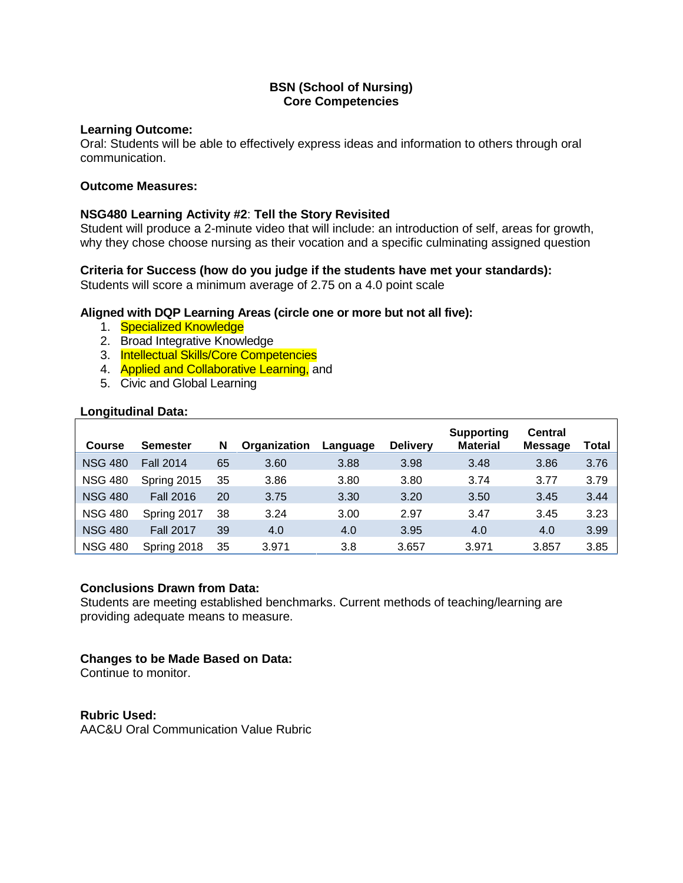**BSN (School of Nursing)**
**Core Competencies**

**Learning Outcome:**
Oral: Students will be able to effectively express ideas and information to others through oral communication.

**Outcome Measures:**

**NSG480 Learning Activity #2**: **Tell the Story Revisited**
Student will produce a 2-minute video that will include: an introduction of self, areas for growth, why they chose choose nursing as their vocation and a specific culminating assigned question

**Criteria for Success (how do you judge if the students have met your standards):**
Students will score a minimum average of 2.75 on a 4.0 point scale

**Aligned with DQP Learning Areas (circle one or more but not all five):**

1. Specialized Knowledge
2. Broad Integrative Knowledge
3. Intellectual Skills/Core Competencies
4. Applied and Collaborative Learning, and
5. Civic and Global Learning

**Longitudinal Data:**

| Course | Semester | N | Organization | Language | Delivery | Supporting Material | Central Message | Total |
|---|---|---|---|---|---|---|---|---|
| NSG 480 | Fall 2014 | 65 | 3.60 | 3.88 | 3.98 | 3.48 | 3.86 | 3.76 |
| NSG 480 | Spring 2015 | 35 | 3.86 | 3.80 | 3.80 | 3.74 | 3.77 | 3.79 |
| NSG 480 | Fall 2016 | 20 | 3.75 | 3.30 | 3.20 | 3.50 | 3.45 | 3.44 |
| NSG 480 | Spring 2017 | 38 | 3.24 | 3.00 | 2.97 | 3.47 | 3.45 | 3.23 |
| NSG 480 | Fall 2017 | 39 | 4.0 | 4.0 | 3.95 | 4.0 | 4.0 | 3.99 |
| NSG 480 | Spring 2018 | 35 | 3.971 | 3.8 | 3.657 | 3.971 | 3.857 | 3.85 |

**Conclusions Drawn from Data:**
Students are meeting established benchmarks. Current methods of teaching/learning are providing adequate means to measure.

**Changes to be Made Based on Data:**
Continue to monitor.

**Rubric Used:**
AAC&U Oral Communication Value Rubric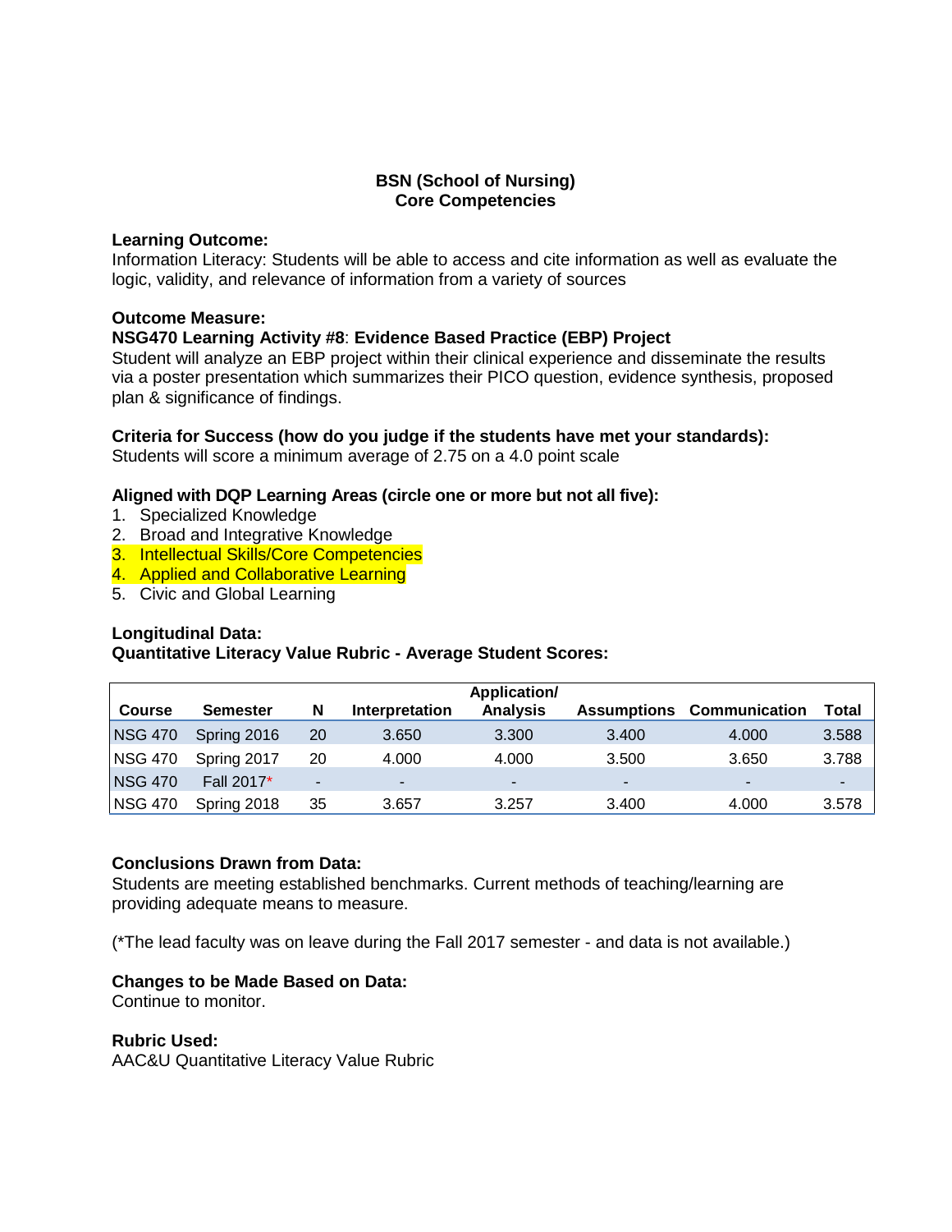**BSN (School of Nursing)**
**Core Competencies**

**Learning Outcome:**
Information Literacy: Students will be able to access and cite information as well as evaluate the logic, validity, and relevance of information from a variety of sources

**Outcome Measure:**
**NSG470 Learning Activity #8**: **Evidence Based Practice (EBP) Project**
Student will analyze an EBP project within their clinical experience and disseminate the results via a poster presentation which summarizes their PICO question, evidence synthesis, proposed plan & significance of findings.

**Criteria for Success (how do you judge if the students have met your standards):**
Students will score a minimum average of 2.75 on a 4.0 point scale

**Aligned with DQP Learning Areas (circle one or more but not all five):**

1. Specialized Knowledge
2. Broad and Integrative Knowledge
3. Intellectual Skills/Core Competencies
4. Applied and Collaborative Learning
5. Civic and Global Learning

**Longitudinal Data:**
**Quantitative Literacy Value Rubric - Average Student Scores:**

| Course | Semester | N | Interpretation | Application/ Analysis | Assumptions | Communication | Total |
|---|---|---|---|---|---|---|---|
| NSG 470 | Spring 2016 | 20 | 3.650 | 3.300 | 3.400 | 4.000 | 3.588 |
| NSG 470 | Spring 2017 | 20 | 4.000 | 4.000 | 3.500 | 3.650 | 3.788 |
| NSG 470 | Fall 2017* | - | - | - | - | - | - |
| NSG 470 | Spring 2018 | 35 | 3.657 | 3.257 | 3.400 | 4.000 | 3.578 |

**Conclusions Drawn from Data:**
Students are meeting established benchmarks. Current methods of teaching/learning are providing adequate means to measure.

(*The lead faculty was on leave during the Fall 2017 semester - and data is not available.)

**Changes to be Made Based on Data:**
Continue to monitor.

**Rubric Used:**
AAC&U Quantitative Literacy Value Rubric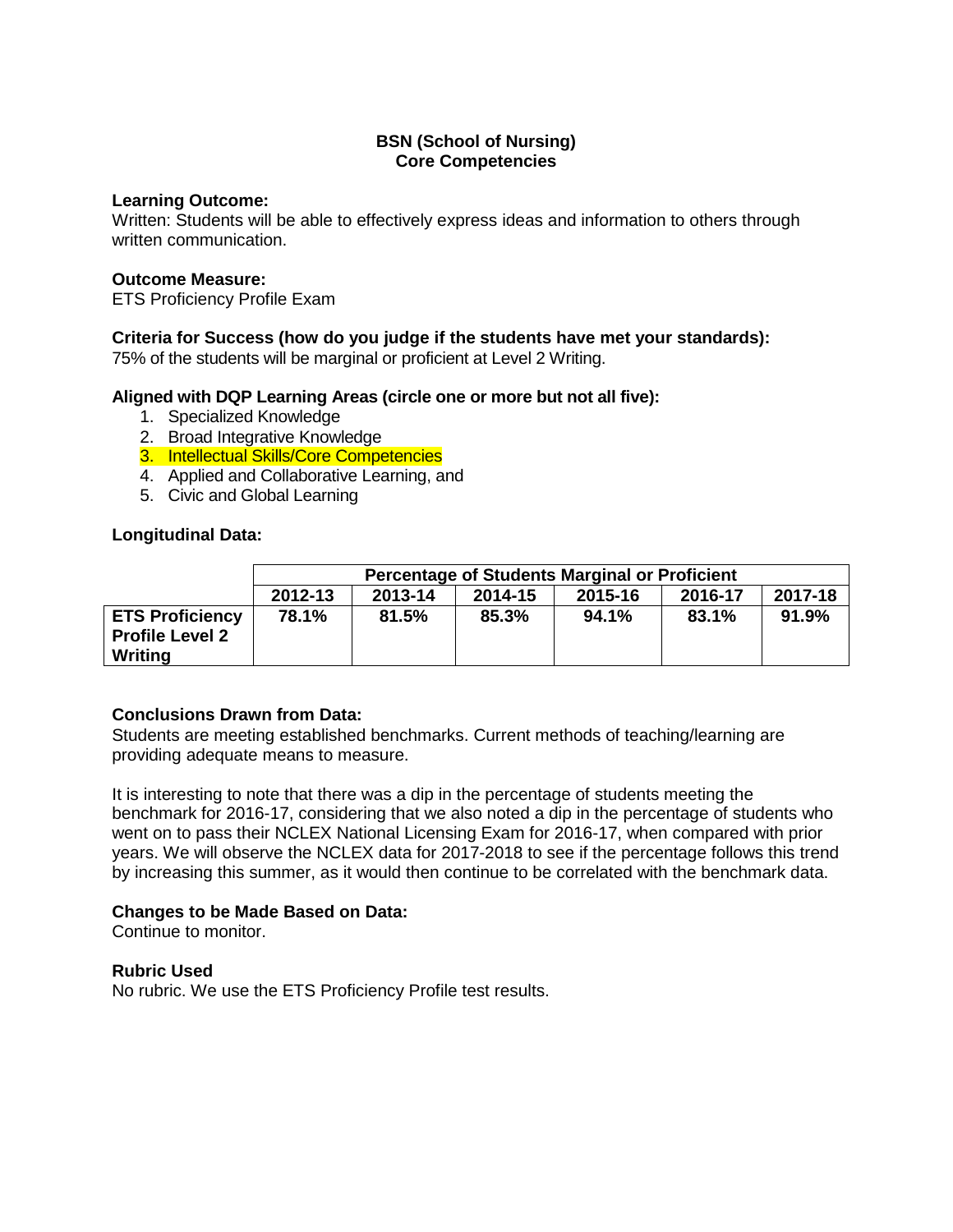**BSN (School of Nursing)**
**Core Competencies**

**Learning Outcome:**
Written: Students will be able to effectively express ideas and information to others through written communication.

**Outcome Measure:**
ETS Proficiency Profile Exam

**Criteria for Success (how do you judge if the students have met your standards):**
75% of the students will be marginal or proficient at Level 2 Writing.

**Aligned with DQP Learning Areas (circle one or more but not all five):**

1. Specialized Knowledge
2. Broad Integrative Knowledge
3. Intellectual Skills/Core Competencies
4. Applied and Collaborative Learning, and
5. Civic and Global Learning

**Longitudinal Data:**

| | **Percentage of Students Marginal or Proficient** | | | | | |
|---|---|---|---|---|---|---|
| | **2012-13** | **2013-14** | **2014-15** | **2015-16** | **2016-17** | **2017-18** |
| **ETS Proficiency Profile Level 2 Writing** | **78.1%** | **81.5%** | **85.3%** | **94.1%** | **83.1%** | **91.9%** |

**Conclusions Drawn from Data:**
Students are meeting established benchmarks. Current methods of teaching/learning are providing adequate means to measure.

It is interesting to note that there was a dip in the percentage of students meeting the benchmark for 2016-17, considering that we also noted a dip in the percentage of students who went on to pass their NCLEX National Licensing Exam for 2016-17, when compared with prior years. We will observe the NCLEX data for 2017-2018 to see if the percentage follows this trend by increasing this summer, as it would then continue to be correlated with the benchmark data.

**Changes to be Made Based on Data:**
Continue to monitor.

**Rubric Used**
No rubric. We use the ETS Proficiency Profile test results.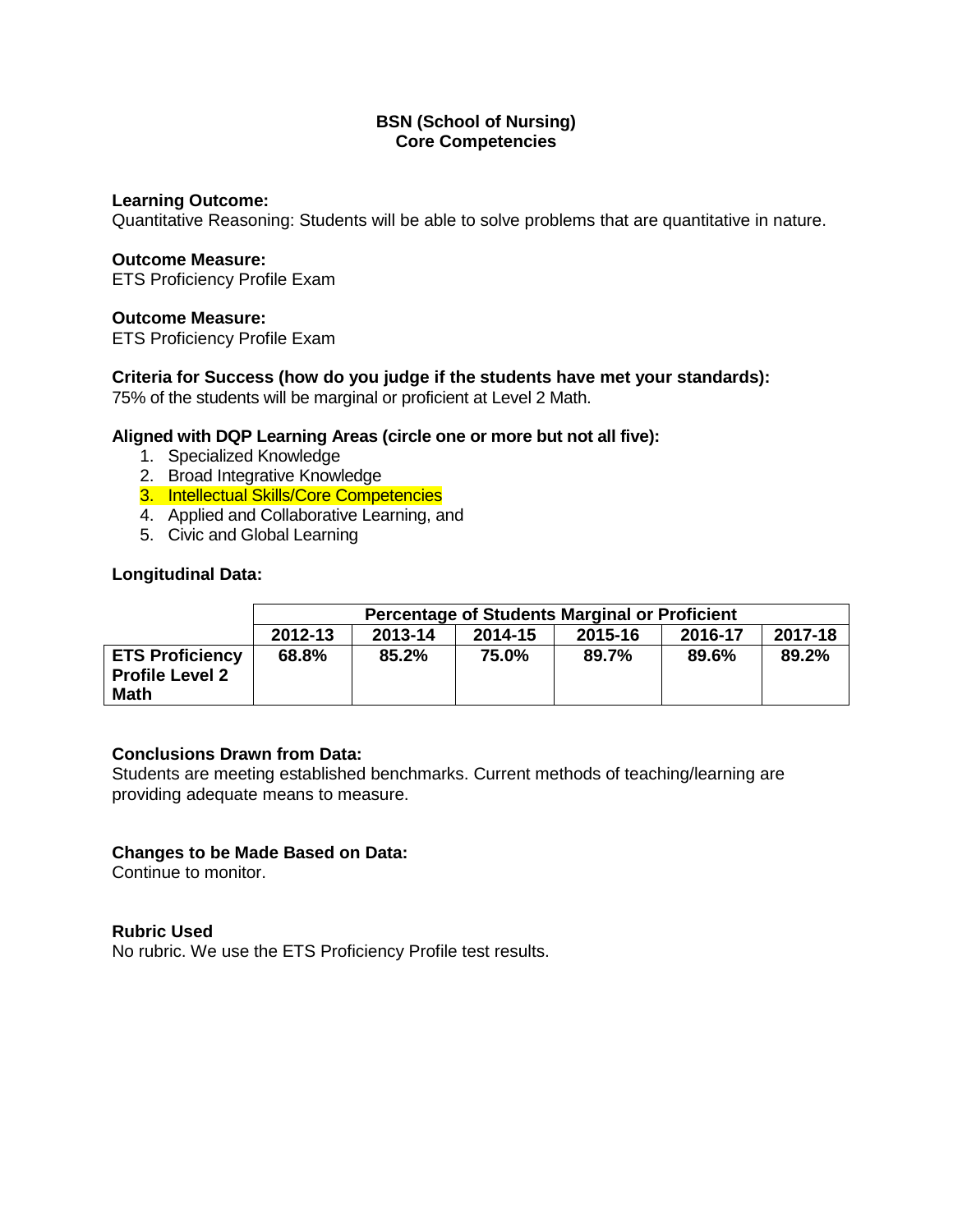**BSN (School of Nursing)**
**Core Competencies**

**Learning Outcome:**
Quantitative Reasoning: Students will be able to solve problems that are quantitative in nature.

**Outcome Measure:**
ETS Proficiency Profile Exam

**Outcome Measure:**
ETS Proficiency Profile Exam

**Criteria for Success (how do you judge if the students have met your standards):**
75% of the students will be marginal or proficient at Level 2 Math.

**Aligned with DQP Learning Areas (circle one or more but not all five):**

1. Specialized Knowledge
2. Broad Integrative Knowledge
3. Intellectual Skills/Core Competencies
4. Applied and Collaborative Learning, and
5. Civic and Global Learning

**Longitudinal Data:**

| | Percentage of Students Marginal or Proficient | | | | | |
|---|---|---|---|---|---|---|
| | **2012-13** | **2013-14** | **2014-15** | **2015-16** | **2016-17** | **2017-18** |
| **ETS Proficiency Profile Level 2 Math** | **68.8%** | **85.2%** | **75.0%** | **89.7%** | **89.6%** | **89.2%** |

**Conclusions Drawn from Data:**
Students are meeting established benchmarks. Current methods of teaching/learning are providing adequate means to measure.

**Changes to be Made Based on Data:**
Continue to monitor.

**Rubric Used**
No rubric. We use the ETS Proficiency Profile test results.